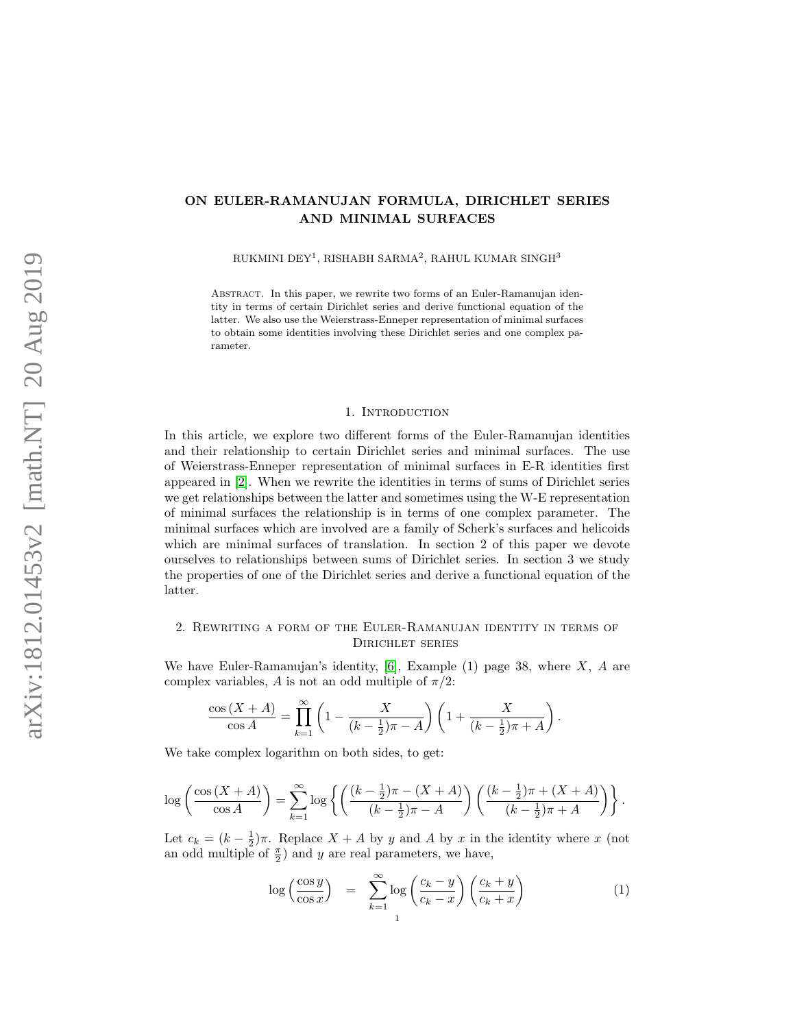# ON EULER-RAMANUJAN FORMULA, DIRICHLET SERIES AND MINIMAL SURFACES

RUKMINI DEY[1], RISHABH SARMA[2], RAHUL KUMAR SINGH[3]

Abstract. In this paper, we rewrite two forms of an Euler-Ramanujan identity in terms of certain Dirichlet series and derive functional equation of the latter. We also use the Weierstrass-Enneper representation of minimal surfaces to obtain some identities involving these Dirichlet series and one complex parameter.

## 1. Introduction

In this article, we explore two different forms of the Euler-Ramanujan identities and their relationship to certain Dirichlet series and minimal surfaces. The use of Weierstrass-Enneper representation of minimal surfaces in E-R identities first appeared in [2]. When we rewrite the identities in terms of sums of Dirichlet series we get relationships between the latter and sometimes using the W-E representation of minimal surfaces the relationship is in terms of one complex parameter. The minimal surfaces which are involved are a family of Scherk's surfaces and helicoids which are minimal surfaces of translation. In section 2 of this paper we devote ourselves to relationships between sums of Dirichlet series. In section 3 we study the properties of one of the Dirichlet series and derive a functional equation of the latter.

## 2. Rewriting a form of the Euler-Ramanujan identity in terms of Dirichlet series

We have Euler-Ramanujan's identity, [6], Example (1) page 38, where $X$, $A$ are complex variables, $A$ is not an odd multiple of $\pi/2$:

$$\frac{\cos(X+A)}{\cos A} = \prod_{k=1}^{\infty}\left(1 - \frac{X}{(k-\frac{1}{2})\pi - A}\right)\left(1 + \frac{X}{(k-\frac{1}{2})\pi + A}\right).$$

We take complex logarithm on both sides, to get:

$$\log\left(\frac{\cos(X+A)}{\cos A}\right) = \sum_{k=1}^{\infty}\log\left\{\left(\frac{(k-\frac{1}{2})\pi - (X+A)}{(k-\frac{1}{2})\pi - A}\right)\left(\frac{(k-\frac{1}{2})\pi + (X+A)}{(k-\frac{1}{2})\pi + A}\right)\right\}.$$

Let $c_k = (k-\frac{1}{2})\pi$. Replace $X+A$ by $y$ and $A$ by $x$ in the identity where $x$ (not an odd multiple of $\frac{\pi}{2}$) and $y$ are real parameters, we have,

$$\log\left(\frac{\cos y}{\cos x}\right) = \sum_{k=1}^{\infty}\log\left(\frac{c_k - y}{c_k - x}\right)\left(\frac{c_k + y}{c_k + x}\right) \tag{1}$$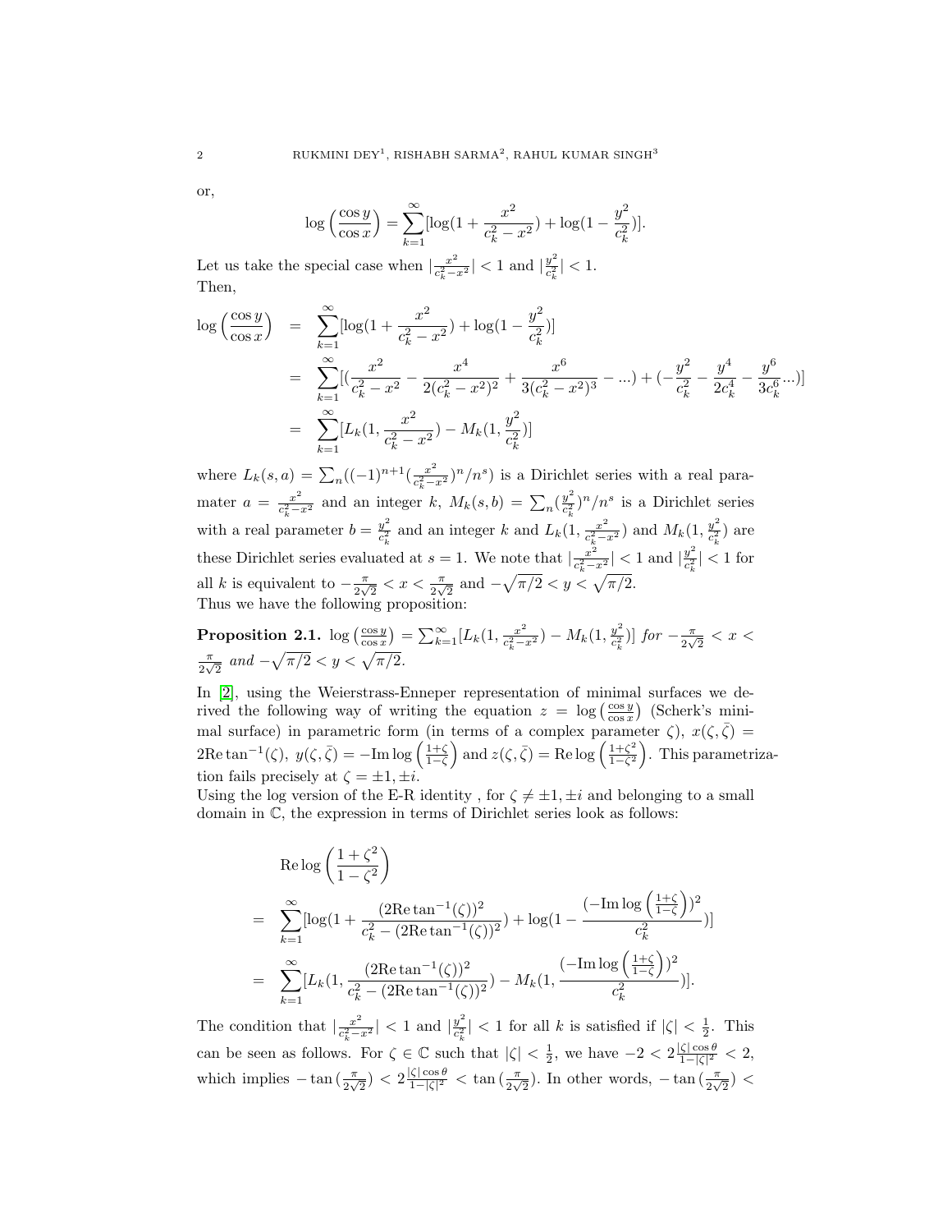or,

$$\log\left(\frac{\cos y}{\cos x}\right) = \sum_{k=1}^{\infty}[\log(1+\frac{x^2}{c_k^2-x^2}) + \log(1-\frac{y^2}{c_k^2})].$$

Let us take the special case when $|\frac{x^2}{c_k^2-x^2}| < 1$ and $|\frac{y^2}{c_k^2}| < 1$.
Then,

$$\begin{aligned}
\log\left(\frac{\cos y}{\cos x}\right) &= \sum_{k=1}^{\infty}[\log(1+\frac{x^2}{c_k^2-x^2}) + \log(1-\frac{y^2}{c_k^2})] \\
&= \sum_{k=1}^{\infty}[(\frac{x^2}{c_k^2-x^2} - \frac{x^4}{2(c_k^2-x^2)^2} + \frac{x^6}{3(c_k^2-x^2)^3} - ...) + (-\frac{y^2}{c_k^2} - \frac{y^4}{2c_k^4} - \frac{y^6}{3c_k^6}...)] \\
&= \sum_{k=1}^{\infty}[L_k(1, \frac{x^2}{c_k^2-x^2}) - M_k(1, \frac{y^2}{c_k^2})]
\end{aligned}$$

where $L_k(s,a) = \sum_n((-1)^{n+1}(\frac{x^2}{c_k^2-x^2})^n/n^s)$ is a Dirichlet series with a real parameter $a = \frac{x^2}{c_k^2-x^2}$ and an integer $k$, $M_k(s,b) = \sum_n(\frac{y^2}{c_k^2})^n/n^s$ is a Dirichlet series with a real parameter $b = \frac{y^2}{c_k^2}$ and an integer $k$ and $L_k(1, \frac{x^2}{c_k^2-x^2})$ and $M_k(1, \frac{y^2}{c_k^2})$ are these Dirichlet series evaluated at $s=1$. We note that $|\frac{x^2}{c_k^2-x^2}| < 1$ and $|\frac{y^2}{c_k^2}| < 1$ for all $k$ is equivalent to $-\frac{\pi}{2\sqrt{2}} < x < \frac{\pi}{2\sqrt{2}}$ and $-\sqrt{\pi/2} < y < \sqrt{\pi/2}$.
Thus we have the following proposition:

**Proposition 2.1.** $\log\left(\frac{\cos y}{\cos x}\right) = \sum_{k=1}^{\infty}[L_k(1, \frac{x^2}{c_k^2-x^2}) - M_k(1, \frac{y^2}{c_k^2})]$ *for* $-\frac{\pi}{2\sqrt{2}} < x < \frac{\pi}{2\sqrt{2}}$ *and* $-\sqrt{\pi/2} < y < \sqrt{\pi/2}$.

In [2], using the Weierstrass-Enneper representation of minimal surfaces we derived the following way of writing the equation $z = \log\left(\frac{\cos y}{\cos x}\right)$ (Scherk's minimal surface) in parametric form (in terms of a complex parameter $\zeta$), $x(\zeta,\bar{\zeta}) = 2\text{Re}\tan^{-1}(\zeta)$, $y(\zeta,\bar{\zeta}) = -\text{Im}\log\left(\frac{1+\zeta}{1-\zeta}\right)$ and $z(\zeta,\bar{\zeta}) = \text{Re}\log\left(\frac{1+\zeta^2}{1-\zeta^2}\right)$. This parametrization fails precisely at $\zeta = \pm 1, \pm i$.
Using the log version of the E-R identity , for $\zeta \neq \pm 1, \pm i$ and belonging to a small domain in $\mathbb{C}$, the expression in terms of Dirichlet series look as follows:

$$\begin{aligned}
& \text{Re}\log\left(\frac{1+\zeta^2}{1-\zeta^2}\right) \\
= & \sum_{k=1}^{\infty}[\log(1+\frac{(2\text{Re}\tan^{-1}(\zeta))^2}{c_k^2-(2\text{Re}\tan^{-1}(\zeta))^2}) + \log(1-\frac{(-\text{Im}\log\left(\frac{1+\zeta}{1-\zeta}\right))^2}{c_k^2})] \\
= & \sum_{k=1}^{\infty}[L_k(1, \frac{(2\text{Re}\tan^{-1}(\zeta))^2}{c_k^2-(2\text{Re}\tan^{-1}(\zeta))^2}) - M_k(1, \frac{(-\text{Im}\log\left(\frac{1+\zeta}{1-\zeta}\right))^2}{c_k^2})].
\end{aligned}$$

The condition that $|\frac{x^2}{c_k^2-x^2}| < 1$ and $|\frac{y^2}{c_k^2}| < 1$ for all $k$ is satisfied if $|\zeta| < \frac{1}{2}$. This can be seen as follows. For $\zeta \in \mathbb{C}$ such that $|\zeta| < \frac{1}{2}$, we have $-2 < 2\frac{|\zeta|\cos\theta}{1-|\zeta|^2} < 2$, which implies $-\tan\left(\frac{\pi}{2\sqrt{2}}\right) < 2\frac{|\zeta|\cos\theta}{1-|\zeta|^2} < \tan\left(\frac{\pi}{2\sqrt{2}}\right)$. In other words, $-\tan\left(\frac{\pi}{2\sqrt{2}}\right) <$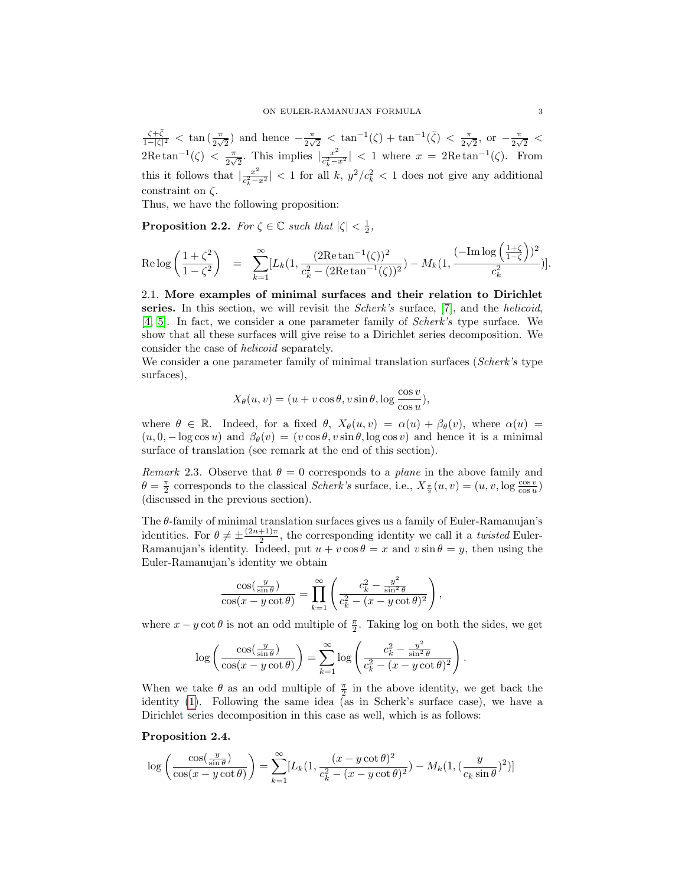$\frac{\zeta+\bar{\zeta}}{1-|\zeta|^2} < \tan\left(\frac{\pi}{2\sqrt{2}}\right)$ and hence $-\frac{\pi}{2\sqrt{2}} < \tan^{-1}(\zeta) + \tan^{-1}(\bar{\zeta}) < \frac{\pi}{2\sqrt{2}}$, or $-\frac{\pi}{2\sqrt{2}} < 2\mathrm{Re}\tan^{-1}(\zeta) < \frac{\pi}{2\sqrt{2}}$. This implies $|\frac{x^2}{c_k^2-x^2}| < 1$ where $x = 2\mathrm{Re}\tan^{-1}(\zeta)$. From this it follows that $|\frac{x^2}{c_k^2-x^2}| < 1$ for all $k$, $y^2/c_k^2 < 1$ does not give any additional constraint on $\zeta$.

Thus, we have the following proposition:

**Proposition 2.2.** *For $\zeta \in \mathbb{C}$ such that $|\zeta| < \frac{1}{2}$,*

$$\mathrm{Re}\log\left(\frac{1+\zeta^2}{1-\zeta^2}\right) = \sum_{k=1}^{\infty}[L_k(1, \frac{(2\mathrm{Re}\tan^{-1}(\zeta))^2}{c_k^2-(2\mathrm{Re}\tan^{-1}(\zeta))^2}) - M_k(1, \frac{(-\mathrm{Im}\log\left(\frac{1+\zeta}{1-\zeta}\right))^2}{c_k^2})].$$

2.1. **More examples of minimal surfaces and their relation to Dirichlet series.** In this section, we will revisit the *Scherk's* surface, [7], and the *helicoid*, [4, 5]. In fact, we consider a one parameter family of *Scherk's* type surface. We show that all these surfaces will give reise to a Dirichlet series decomposition. We consider the case of *helicoid* separately.

We consider a one parameter family of minimal translation surfaces (*Scherk's* type surfaces),

$$X_\theta(u, v) = (u + v\cos\theta, v\sin\theta, \log\frac{\cos v}{\cos u}),$$

where $\theta \in \mathbb{R}$. Indeed, for a fixed $\theta$, $X_\theta(u, v) = \alpha(u) + \beta_\theta(v)$, where $\alpha(u) = (u, 0, -\log\cos u)$ and $\beta_\theta(v) = (v\cos\theta, v\sin\theta, \log\cos v)$ and hence it is a minimal surface of translation (see remark at the end of this section).

*Remark* 2.3. Observe that $\theta = 0$ corresponds to a *plane* in the above family and $\theta = \frac{\pi}{2}$ corresponds to the classical *Scherk's* surface, i.e., $X_{\frac{\pi}{2}}(u, v) = (u, v, \log\frac{\cos v}{\cos u})$ (discussed in the previous section).

The $\theta$-family of minimal translation surfaces gives us a family of Euler-Ramanujan's identities. For $\theta \neq \pm\frac{(2n+1)\pi}{2}$, the corresponding identity we call it a *twisted* Euler-Ramanujan's identity. Indeed, put $u + v\cos\theta = x$ and $v\sin\theta = y$, then using the Euler-Ramanujan's identity we obtain

$$\frac{\cos(\frac{y}{\sin\theta})}{\cos(x - y\cot\theta)} = \prod_{k=1}^{\infty}\left(\frac{c_k^2 - \frac{y^2}{\sin^2\theta}}{c_k^2 - (x - y\cot\theta)^2}\right),$$

where $x - y\cot\theta$ is not an odd multiple of $\frac{\pi}{2}$. Taking log on both the sides, we get

$$\log\left(\frac{\cos(\frac{y}{\sin\theta})}{\cos(x - y\cot\theta)}\right) = \sum_{k=1}^{\infty}\log\left(\frac{c_k^2 - \frac{y^2}{\sin^2\theta}}{c_k^2 - (x - y\cot\theta)^2}\right).$$

When we take $\theta$ as an odd multiple of $\frac{\pi}{2}$ in the above identity, we get back the identity (1). Following the same idea (as in Scherk's surface case), we have a Dirichlet series decomposition in this case as well, which is as follows:

**Proposition 2.4.**

$$\log\left(\frac{\cos(\frac{y}{\sin\theta})}{\cos(x - y\cot\theta)}\right) = \sum_{k=1}^{\infty}[L_k(1, \frac{(x - y\cot\theta)^2}{c_k^2 - (x - y\cot\theta)^2}) - M_k(1, (\frac{y}{c_k\sin\theta})^2)]$$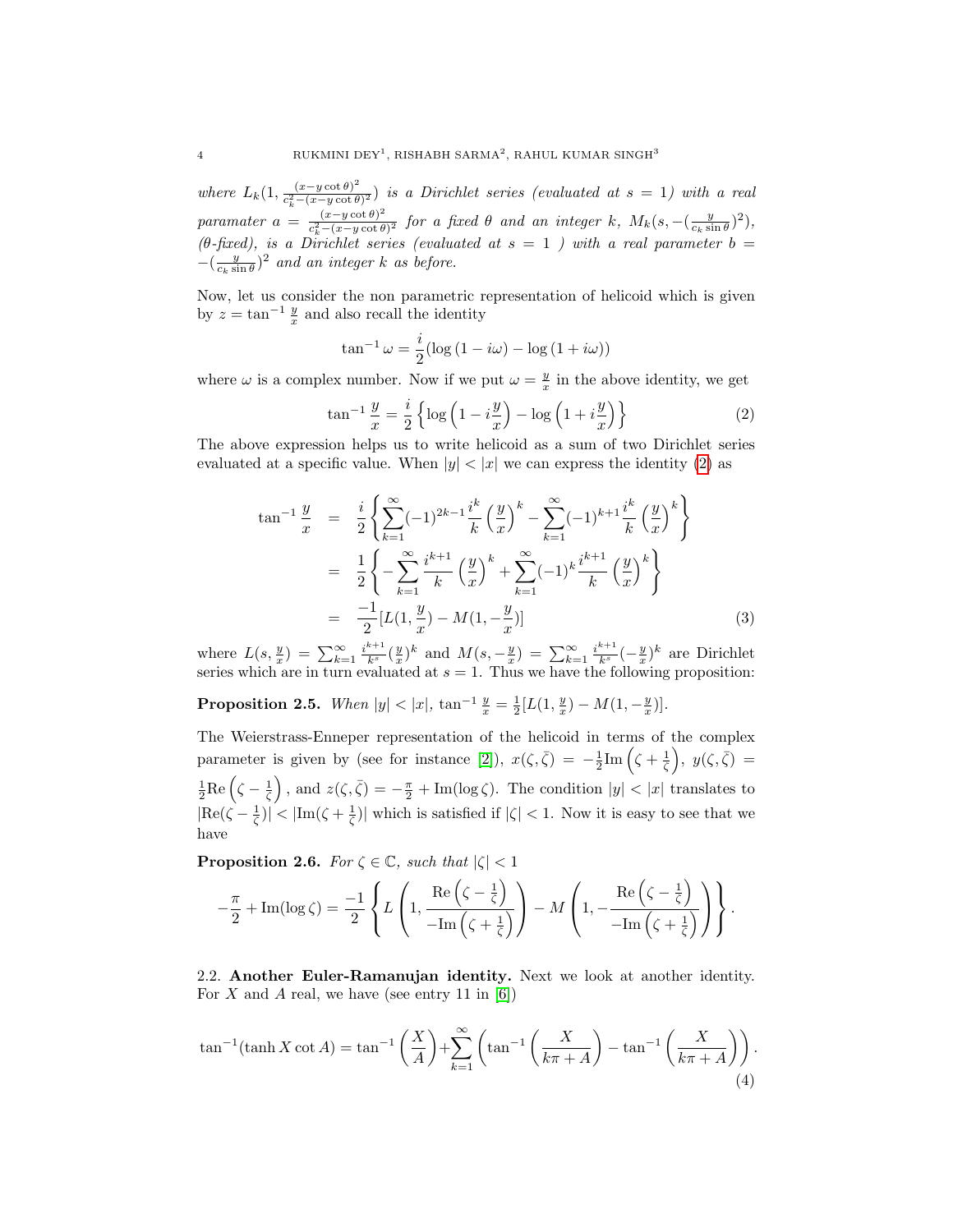*where* $L_k(1, \frac{(x-y\cot\theta)^2}{c_k^2-(x-y\cot\theta)^2})$ *is a Dirichlet series (evaluated at* $s=1$*) with a real paramater* $a = \frac{(x-y\cot\theta)^2}{c_k^2-(x-y\cot\theta)^2}$ *for a fixed* $\theta$ *and an integer* $k$*,* $M_k(s, -(\frac{y}{c_k\sin\theta})^2)$*, (*$\theta$*-fixed), is a Dirichlet series (evaluated at* $s=1$ *) with a real parameter* $b = -(\frac{y}{c_k\sin\theta})^2$ *and an integer* $k$ *as before.*

Now, let us consider the non parametric representation of helicoid which is given by $z = \tan^{-1}\frac{y}{x}$ and also recall the identity

$$\tan^{-1}\omega = \frac{i}{2}(\log(1-i\omega) - \log(1+i\omega))$$

where $\omega$ is a complex number. Now if we put $\omega = \frac{y}{x}$ in the above identity, we get

$$\tan^{-1}\frac{y}{x} = \frac{i}{2}\left\{\log\left(1-i\frac{y}{x}\right) - \log\left(1+i\frac{y}{x}\right)\right\} \tag{2}$$

The above expression helps us to write helicoid as a sum of two Dirichlet series evaluated at a specific value. When $|y| < |x|$ we can express the identity (2) as

$$\begin{aligned}
\tan^{-1}\frac{y}{x} &= \frac{i}{2}\left\{\sum_{k=1}^{\infty}(-1)^{2k-1}\frac{i^k}{k}\left(\frac{y}{x}\right)^k - \sum_{k=1}^{\infty}(-1)^{k+1}\frac{i^k}{k}\left(\frac{y}{x}\right)^k\right\} \\
&= \frac{1}{2}\left\{-\sum_{k=1}^{\infty}\frac{i^{k+1}}{k}\left(\frac{y}{x}\right)^k + \sum_{k=1}^{\infty}(-1)^k\frac{i^{k+1}}{k}\left(\frac{y}{x}\right)^k\right\} \\
&= \frac{-1}{2}[L(1,\frac{y}{x}) - M(1,-\frac{y}{x})] \qquad (3)
\end{aligned}$$

where $L(s,\frac{y}{x}) = \sum_{k=1}^{\infty}\frac{i^{k+1}}{k^s}(\frac{y}{x})^k$ and $M(s,-\frac{y}{x}) = \sum_{k=1}^{\infty}\frac{i^{k+1}}{k^s}(-\frac{y}{x})^k$ are Dirichlet series which are in turn evaluated at $s=1$. Thus we have the following proposition:

**Proposition 2.5.** *When* $|y| < |x|$*,* $\tan^{-1}\frac{y}{x} = \frac{1}{2}[L(1,\frac{y}{x}) - M(1,-\frac{y}{x})]$*.*

The Weierstrass-Enneper representation of the helicoid in terms of the complex parameter is given by (see for instance [2]), $x(\zeta,\bar{\zeta}) = -\frac{1}{2}\mathrm{Im}\left(\zeta+\frac{1}{\zeta}\right)$, $y(\zeta,\bar{\zeta}) = \frac{1}{2}\mathrm{Re}\left(\zeta-\frac{1}{\zeta}\right)$, and $z(\zeta,\bar{\zeta}) = -\frac{\pi}{2} + \mathrm{Im}(\log\zeta)$. The condition $|y| < |x|$ translates to $|\mathrm{Re}(\zeta-\frac{1}{\zeta})| < |\mathrm{Im}(\zeta+\frac{1}{\zeta})|$ which is satisfied if $|\zeta| < 1$. Now it is easy to see that we have

**Proposition 2.6.** *For* $\zeta \in \mathbb{C}$*, such that* $|\zeta| < 1$

$$-\frac{\pi}{2} + \mathrm{Im}(\log\zeta) = \frac{-1}{2}\left\{L\left(1, \frac{\mathrm{Re}\left(\zeta-\frac{1}{\zeta}\right)}{-\mathrm{Im}\left(\zeta+\frac{1}{\zeta}\right)}\right) - M\left(1, -\frac{\mathrm{Re}\left(\zeta-\frac{1}{\zeta}\right)}{-\mathrm{Im}\left(\zeta+\frac{1}{\zeta}\right)}\right)\right\}.$$

### 2.2. Another Euler-Ramanujan identity.

Next we look at another identity. For $X$ and $A$ real, we have (see entry 11 in [6])

$$\tan^{-1}(\tanh X\cot A) = \tan^{-1}\left(\frac{X}{A}\right) + \sum_{k=1}^{\infty}\left(\tan^{-1}\left(\frac{X}{k\pi+A}\right) - \tan^{-1}\left(\frac{X}{k\pi+A}\right)\right). \tag{4}$$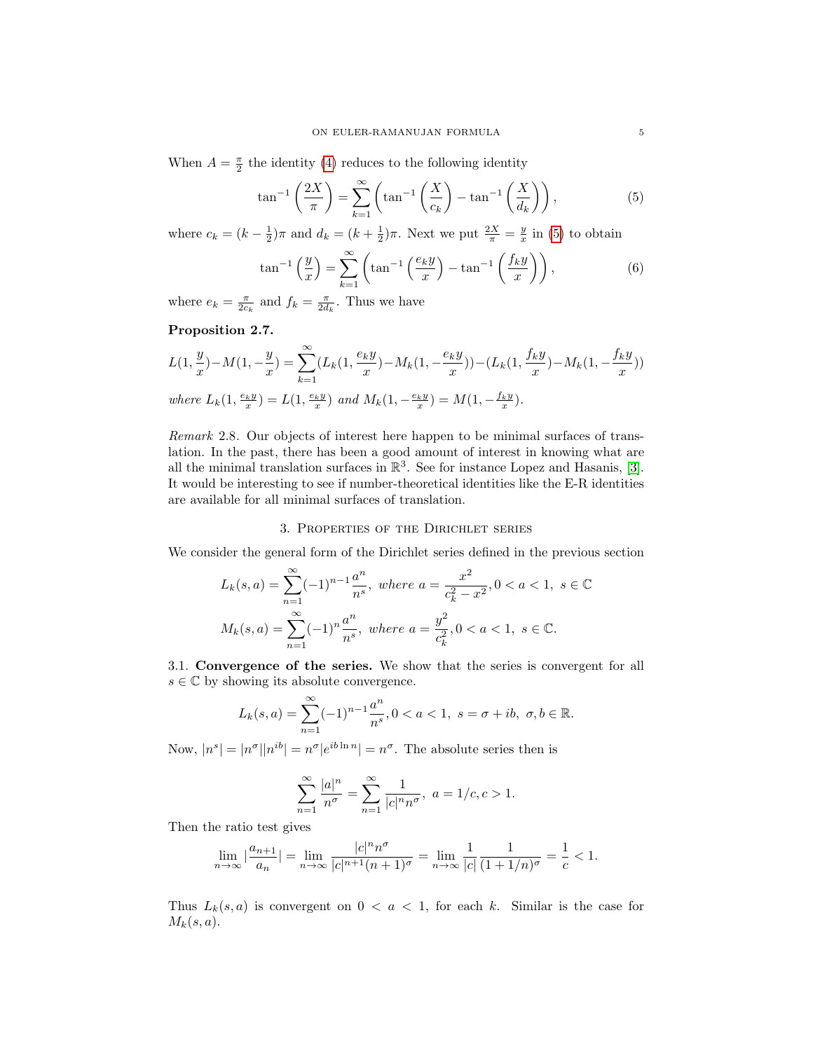When $A = \frac{\pi}{2}$ the identity (4) reduces to the following identity

$$\tan^{-1}\left(\frac{2X}{\pi}\right) = \sum_{k=1}^{\infty}\left(\tan^{-1}\left(\frac{X}{c_k}\right) - \tan^{-1}\left(\frac{X}{d_k}\right)\right), \tag{5}$$

where $c_k = (k - \frac{1}{2})\pi$ and $d_k = (k + \frac{1}{2})\pi$. Next we put $\frac{2X}{\pi} = \frac{y}{x}$ in (5) to obtain

$$\tan^{-1}\left(\frac{y}{x}\right) = \sum_{k=1}^{\infty}\left(\tan^{-1}\left(\frac{e_k y}{x}\right) - \tan^{-1}\left(\frac{f_k y}{x}\right)\right), \tag{6}$$

where $e_k = \frac{\pi}{2c_k}$ and $f_k = \frac{\pi}{2d_k}$. Thus we have

**Proposition 2.7.**

$$L(1,\frac{y}{x})-M(1,-\frac{y}{x}) = \sum_{k=1}^{\infty}(L_k(1,\frac{e_k y}{x})-M_k(1,-\frac{e_k y}{x}))-(L_k(1,\frac{f_k y}{x})-M_k(1,-\frac{f_k y}{x}))$$

*where* $L_k(1, \frac{e_k y}{x}) = L(1, \frac{e_k y}{x})$ *and* $M_k(1, -\frac{e_k y}{x}) = M(1, -\frac{f_k y}{x})$.

*Remark* 2.8. Our objects of interest here happen to be minimal surfaces of translation. In the past, there has been a good amount of interest in knowing what are all the minimal translation surfaces in $\mathbb{R}^3$. See for instance Lopez and Hasanis, [3]. It would be interesting to see if number-theoretical identities like the E-R identities are available for all minimal surfaces of translation.

## 3. Properties of the Dirichlet series

We consider the general form of the Dirichlet series defined in the previous section

$$L_k(s,a) = \sum_{n=1}^{\infty}(-1)^{n-1}\frac{a^n}{n^s},\ where\ a = \frac{x^2}{c_k^2 - x^2}, 0 < a < 1,\ s \in \mathbb{C}$$

$$M_k(s,a) = \sum_{n=1}^{\infty}(-1)^{n}\frac{a^n}{n^s},\ where\ a = \frac{y^2}{c_k^2}, 0 < a < 1,\ s \in \mathbb{C}.$$

3.1. **Convergence of the series.** We show that the series is convergent for all $s \in \mathbb{C}$ by showing its absolute convergence.

$$L_k(s,a) = \sum_{n=1}^{\infty}(-1)^{n-1}\frac{a^n}{n^s}, 0 < a < 1,\ s = \sigma + ib,\ \sigma, b \in \mathbb{R}.$$

Now, $|n^s| = |n^\sigma||n^{ib}| = n^\sigma |e^{ib\ln n}| = n^\sigma$. The absolute series then is

$$\sum_{n=1}^{\infty}\frac{|a|^n}{n^\sigma} = \sum_{n=1}^{\infty}\frac{1}{|c|^n n^\sigma},\ a = 1/c, c > 1.$$

Then the ratio test gives

$$\lim_{n\to\infty}|\frac{a_{n+1}}{a_n}| = \lim_{n\to\infty}\frac{|c|^n n^\sigma}{|c|^{n+1}(n+1)^\sigma} = \lim_{n\to\infty}\frac{1}{|c|}\frac{1}{(1+1/n)^\sigma} = \frac{1}{c} < 1.$$

Thus $L_k(s,a)$ is convergent on $0 < a < 1$, for each $k$. Similar is the case for $M_k(s,a)$.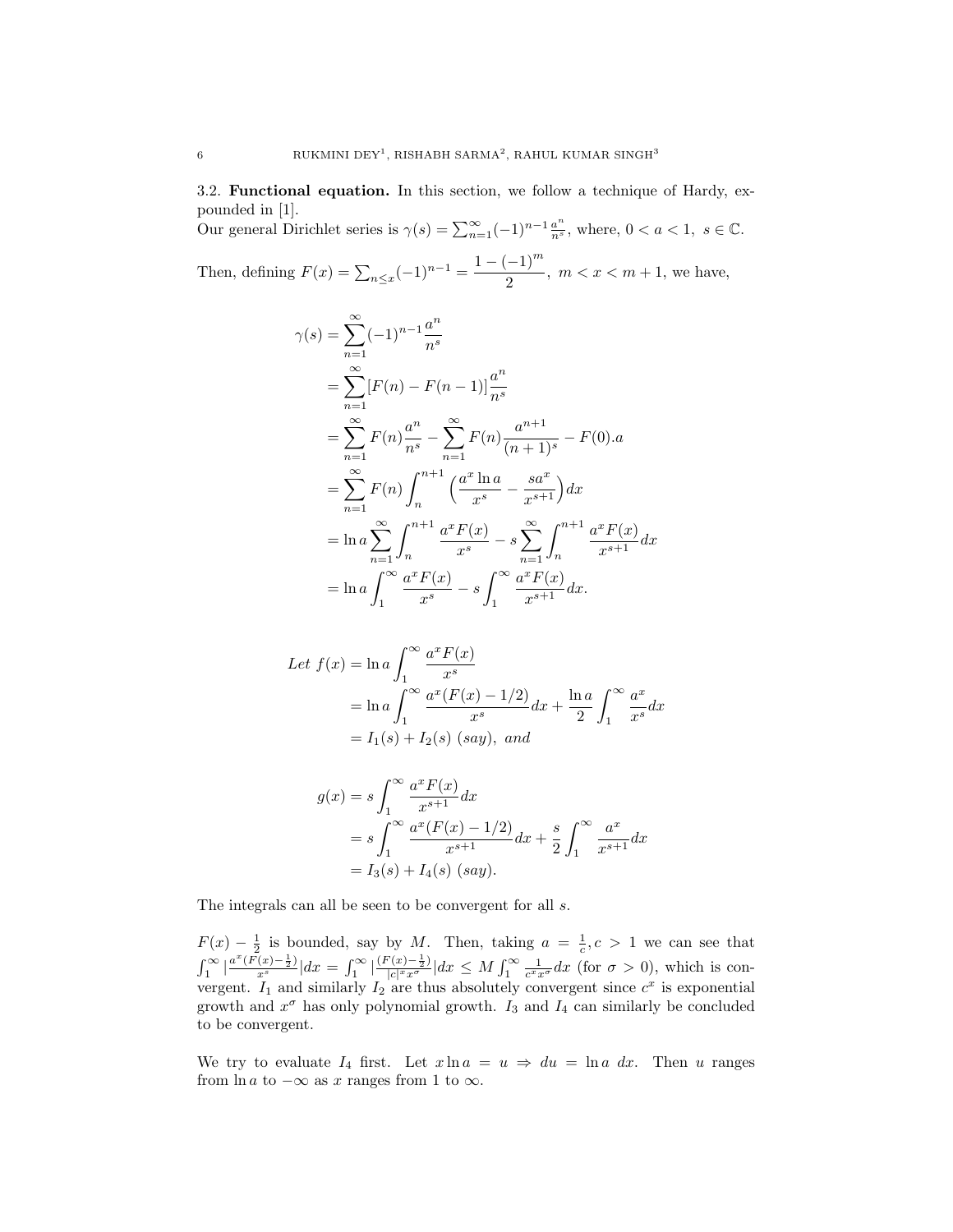3.2. **Functional equation.** In this section, we follow a technique of Hardy, expounded in [1].
Our general Dirichlet series is $\gamma(s) = \sum_{n=1}^{\infty}(-1)^{n-1}\frac{a^n}{n^s}$, where, $0 < a < 1,\ s \in \mathbb{C}$.

Then, defining $F(x) = \sum_{n \leq x}(-1)^{n-1} = \dfrac{1-(-1)^m}{2},\ m < x < m+1$, we have,

$$
\begin{aligned}
\gamma(s) &= \sum_{n=1}^{\infty}(-1)^{n-1}\frac{a^n}{n^s} \\
&= \sum_{n=1}^{\infty}[F(n) - F(n-1)]\frac{a^n}{n^s} \\
&= \sum_{n=1}^{\infty}F(n)\frac{a^n}{n^s} - \sum_{n=1}^{\infty}F(n)\frac{a^{n+1}}{(n+1)^s} - F(0).a \\
&= \sum_{n=1}^{\infty}F(n)\int_n^{n+1}\Big(\frac{a^x \ln a}{x^s} - \frac{sa^x}{x^{s+1}}\Big)dx \\
&= \ln a \sum_{n=1}^{\infty}\int_n^{n+1}\frac{a^x F(x)}{x^s} - s\sum_{n=1}^{\infty}\int_n^{n+1}\frac{a^x F(x)}{x^{s+1}}dx \\
&= \ln a \int_1^{\infty}\frac{a^x F(x)}{x^s} - s\int_1^{\infty}\frac{a^x F(x)}{x^{s+1}}dx.
\end{aligned}
$$

$$
\begin{aligned}
Let\ f(x) &= \ln a \int_1^{\infty}\frac{a^x F(x)}{x^s} \\
&= \ln a \int_1^{\infty}\frac{a^x(F(x)-1/2)}{x^s}dx + \frac{\ln a}{2}\int_1^{\infty}\frac{a^x}{x^s}dx \\
&= I_1(s) + I_2(s)\ (say),\ and
\end{aligned}
$$

$$
\begin{aligned}
g(x) &= s\int_1^{\infty}\frac{a^x F(x)}{x^{s+1}}dx \\
&= s\int_1^{\infty}\frac{a^x(F(x)-1/2)}{x^{s+1}}dx + \frac{s}{2}\int_1^{\infty}\frac{a^x}{x^{s+1}}dx \\
&= I_3(s) + I_4(s)\ (say).
\end{aligned}
$$

The integrals can all be seen to be convergent for all $s$.

$F(x) - \frac{1}{2}$ is bounded, say by $M$. Then, taking $a = \frac{1}{c}, c > 1$ we can see that $\int_1^{\infty}|\frac{a^x(F(x)-\frac{1}{2})}{x^s}|dx = \int_1^{\infty}|\frac{(F(x)-\frac{1}{2})}{|c|^x x^{\sigma}}|dx \leq M\int_1^{\infty}\frac{1}{c^x x^{\sigma}}dx$ (for $\sigma > 0$), which is convergent. $I_1$ and similarly $I_2$ are thus absolutely convergent since $c^x$ is exponential growth and $x^{\sigma}$ has only polynomial growth. $I_3$ and $I_4$ can similarly be concluded to be convergent.

We try to evaluate $I_4$ first. Let $x\ln a = u \Rightarrow du = \ln a\ dx$. Then $u$ ranges from $\ln a$ to $-\infty$ as $x$ ranges from 1 to $\infty$.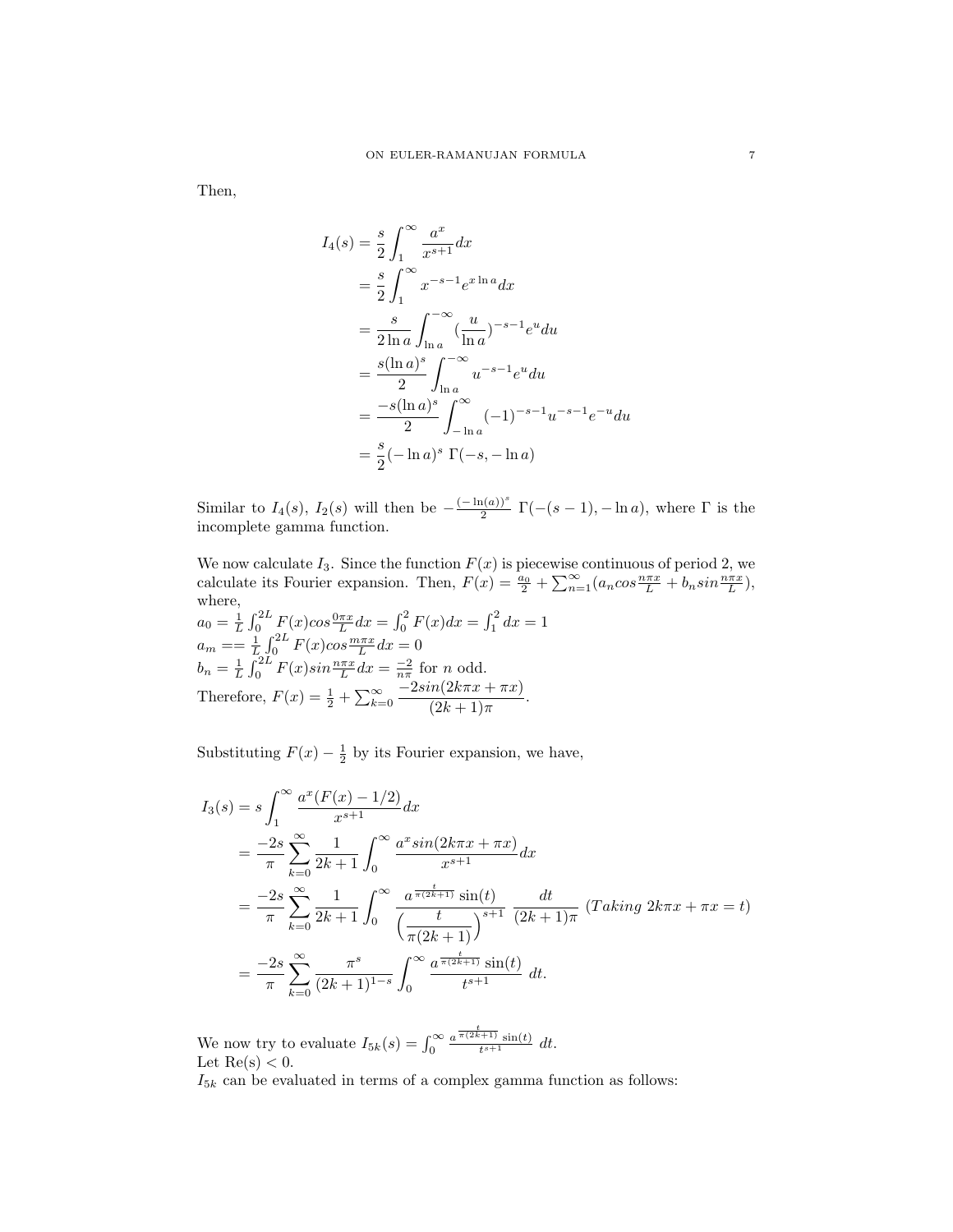Then,

$$
\begin{aligned}
I_4(s) &= \frac{s}{2}\int_1^\infty \frac{a^x}{x^{s+1}}dx \\
&= \frac{s}{2}\int_1^\infty x^{-s-1}e^{x\ln a}dx \\
&= \frac{s}{2\ln a}\int_{\ln a}^{-\infty} (\frac{u}{\ln a})^{-s-1}e^u du \\
&= \frac{s(\ln a)^s}{2}\int_{\ln a}^{-\infty} u^{-s-1}e^u du \\
&= \frac{-s(\ln a)^s}{2}\int_{-\ln a}^{\infty} (-1)^{-s-1}u^{-s-1}e^{-u} du \\
&= \frac{s}{2}(-\ln a)^s\ \Gamma(-s, -\ln a)
\end{aligned}
$$

Similar to $I_4(s)$, $I_2(s)$ will then be $-\frac{(-\ln(a))^s}{2}\ \Gamma(-(s-1), -\ln a)$, where $\Gamma$ is the incomplete gamma function.

We now calculate $I_3$. Since the function $F(x)$ is piecewise continuous of period 2, we calculate its Fourier expansion. Then, $F(x) = \frac{a_0}{2} + \sum_{n=1}^\infty (a_n cos\frac{n\pi x}{L} + b_n sin\frac{n\pi x}{L})$, where,
$a_0 = \frac{1}{L}\int_0^{2L} F(x)cos\frac{0\pi x}{L}dx = \int_0^2 F(x)dx = \int_1^2 dx = 1$
$a_m == \frac{1}{L}\int_0^{2L} F(x)cos\frac{m\pi x}{L}dx = 0$
$b_n = \frac{1}{L}\int_0^{2L} F(x)sin\frac{n\pi x}{L}dx = \frac{-2}{n\pi}$ for $n$ odd.
Therefore, $F(x) = \frac{1}{2} + \sum_{k=0}^\infty \dfrac{-2sin(2k\pi x + \pi x)}{(2k+1)\pi}$.

Substituting $F(x) - \frac{1}{2}$ by its Fourier expansion, we have,

$$
\begin{aligned}
I_3(s) &= s\int_1^\infty \frac{a^x(F(x) - 1/2)}{x^{s+1}}dx \\
&= \frac{-2s}{\pi}\sum_{k=0}^\infty \frac{1}{2k+1}\int_0^\infty \frac{a^x sin(2k\pi x + \pi x)}{x^{s+1}}dx \\
&= \frac{-2s}{\pi}\sum_{k=0}^\infty \frac{1}{2k+1}\int_0^\infty \frac{a^{\frac{t}{\pi(2k+1)}}\sin(t)}{\Big(\dfrac{t}{\pi(2k+1)}\Big)^{s+1}}\ \frac{dt}{(2k+1)\pi}\ (Taking\ 2k\pi x + \pi x = t) \\
&= \frac{-2s}{\pi}\sum_{k=0}^\infty \frac{\pi^s}{(2k+1)^{1-s}}\int_0^\infty \frac{a^{\frac{t}{\pi(2k+1)}}\sin(t)}{t^{s+1}}\ dt.
\end{aligned}
$$

We now try to evaluate $I_{5k}(s) = \int_0^\infty \frac{a^{\frac{t}{\pi(2k+1)}}\sin(t)}{t^{s+1}}\ dt$.
Let Re(s) $< 0$.
$I_{5k}$ can be evaluated in terms of a complex gamma function as follows: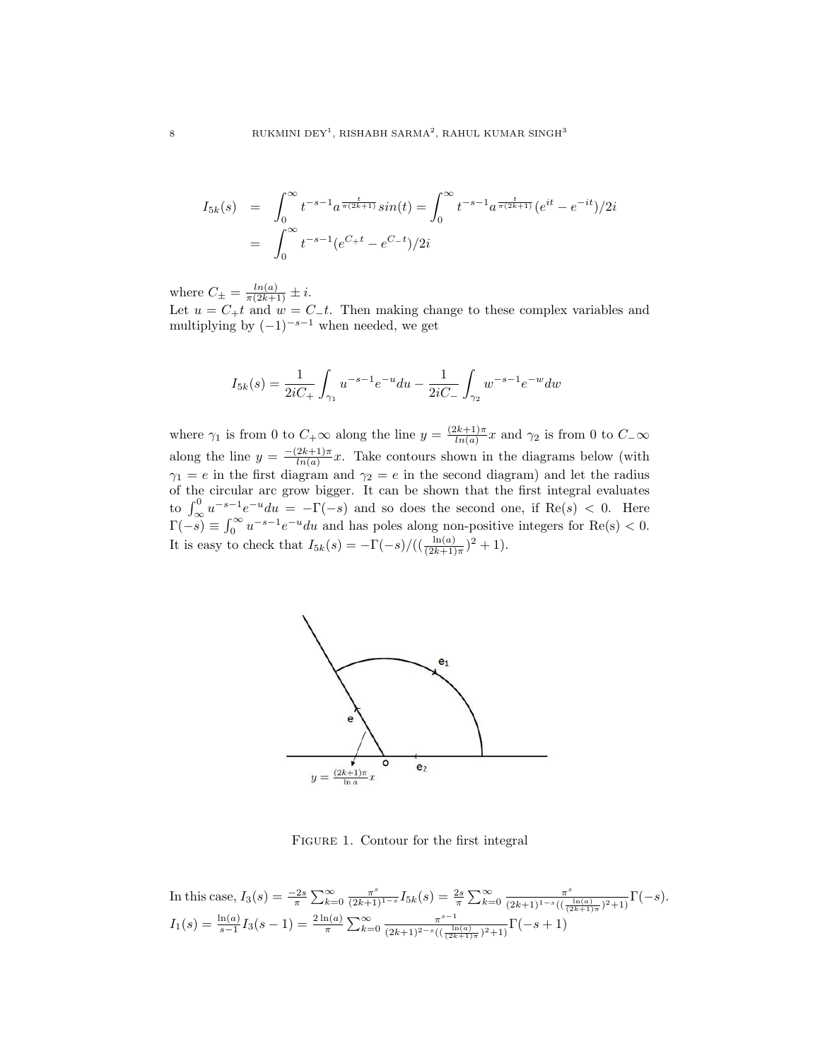$$
\begin{aligned}
I_{5k}(s) &= \int_0^\infty t^{-s-1} a^{\frac{t}{\pi(2k+1)}} sin(t) = \int_0^\infty t^{-s-1} a^{\frac{t}{\pi(2k+1)}} (e^{it} - e^{-it})/2i \\
&= \int_0^\infty t^{-s-1} (e^{C_+ t} - e^{C_- t})/2i
\end{aligned}
$$

where $C_\pm = \frac{ln(a)}{\pi(2k+1)} \pm i$.
Let $u = C_+ t$ and $w = C_- t$. Then making change to these complex variables and multiplying by $(-1)^{-s-1}$ when needed, we get

$$
I_{5k}(s) = \frac{1}{2iC_+} \int_{\gamma_1} u^{-s-1} e^{-u} du - \frac{1}{2iC_-} \int_{\gamma_2} w^{-s-1} e^{-w} dw
$$

where $\gamma_1$ is from 0 to $C_+\infty$ along the line $y = \frac{(2k+1)\pi}{ln(a)} x$ and $\gamma_2$ is from 0 to $C_-\infty$ along the line $y = \frac{-(2k+1)\pi}{ln(a)} x$. Take contours shown in the diagrams below (with $\gamma_1 = e$ in the first diagram and $\gamma_2 = e$ in the second diagram) and let the radius of the circular arc grow bigger. It can be shown that the first integral evaluates to $\int_\infty^0 u^{-s-1} e^{-u} du = -\Gamma(-s)$ and so does the second one, if $\text{Re}(s) < 0$. Here $\Gamma(-s) \equiv \int_0^\infty u^{-s-1} e^{-u} du$ and has poles along non-positive integers for $\text{Re}(s) < 0$. It is easy to check that $I_{5k}(s) = -\Gamma(-s)/((\frac{\ln(a)}{(2k+1)\pi})^2 + 1)$.

Figure 1. Contour for the first integral

In this case, $I_3(s) = \frac{-2s}{\pi} \sum_{k=0}^\infty \frac{\pi^s}{(2k+1)^{1-s}} I_{5k}(s) = \frac{2s}{\pi} \sum_{k=0}^\infty \frac{\pi^s}{(2k+1)^{1-s}((\frac{\ln(a)}{(2k+1)\pi})^2+1)} \Gamma(-s)$.
$I_1(s) = \frac{\ln(a)}{s-1} I_3(s-1) = \frac{2\ln(a)}{\pi} \sum_{k=0}^\infty \frac{\pi^{s-1}}{(2k+1)^{2-s}((\frac{\ln(a)}{(2k+1)\pi})^2+1)} \Gamma(-s+1)$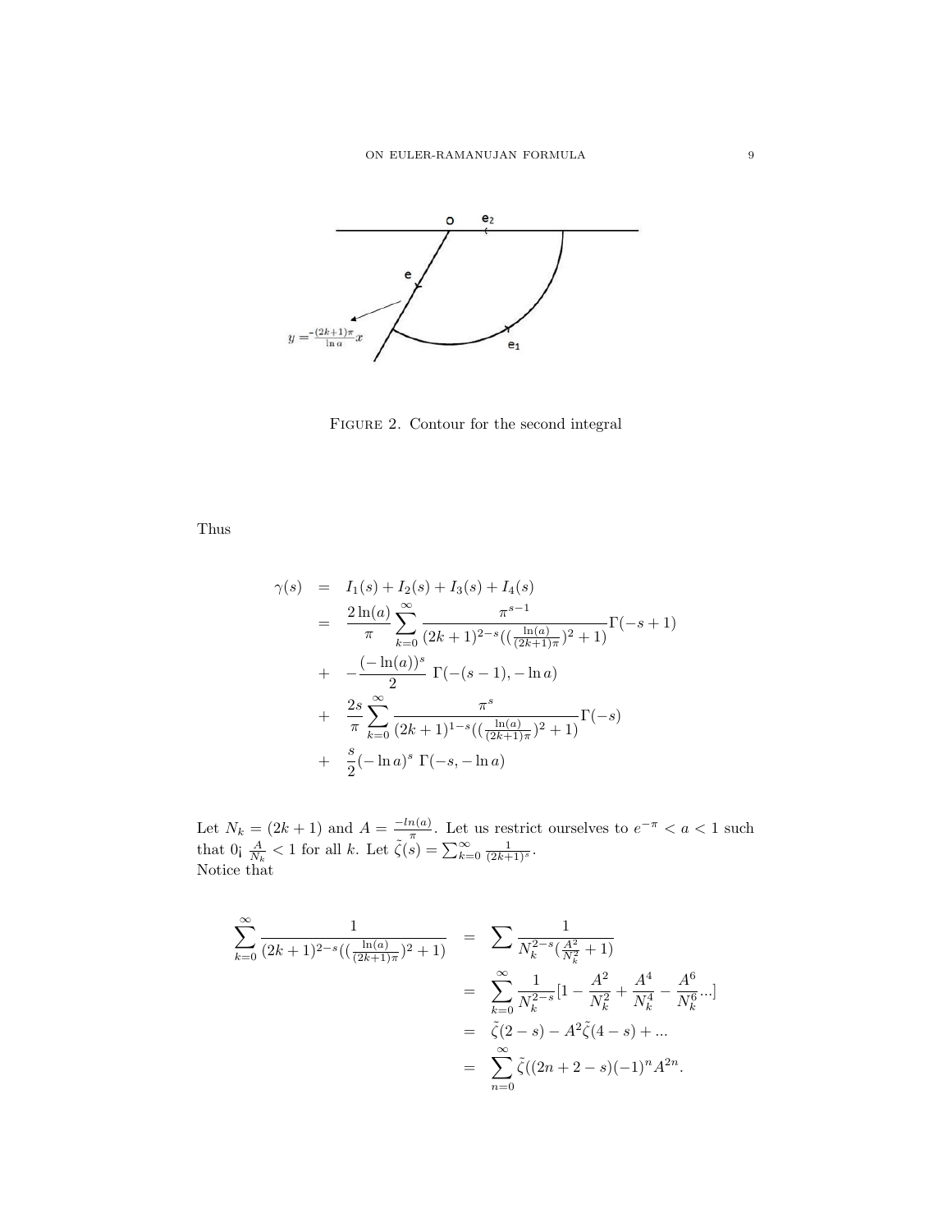Figure 2. Contour for the second integral

Thus

$$
\begin{aligned}
\gamma(s) &= I_1(s) + I_2(s) + I_3(s) + I_4(s) \\
&= \frac{2\ln(a)}{\pi} \sum_{k=0}^{\infty} \frac{\pi^{s-1}}{(2k+1)^{2-s}((\frac{\ln(a)}{(2k+1)\pi})^2+1)} \Gamma(-s+1) \\
&+ \ -\frac{(-\ln(a))^s}{2}\ \Gamma(-(s-1), -\ln a) \\
&+ \ \frac{2s}{\pi} \sum_{k=0}^{\infty} \frac{\pi^{s}}{(2k+1)^{1-s}((\frac{\ln(a)}{(2k+1)\pi})^2+1)} \Gamma(-s) \\
&+ \ \frac{s}{2}(-\ln a)^s\ \Gamma(-s, -\ln a)
\end{aligned}
$$

Let $N_k = (2k+1)$ and $A = \frac{-ln(a)}{\pi}$. Let us restrict ourselves to $e^{-\pi} < a < 1$ such that 0¡ $\frac{A}{N_k} < 1$ for all $k$. Let $\tilde{\zeta}(s) = \sum_{k=0}^{\infty} \frac{1}{(2k+1)^s}$.
Notice that

$$
\begin{aligned}
\sum_{k=0}^{\infty} \frac{1}{(2k+1)^{2-s}((\frac{\ln(a)}{(2k+1)\pi})^2+1)} &= \sum \frac{1}{N_k^{2-s}(\frac{A^2}{N_k^2}+1)} \\
&= \sum_{k=0}^{\infty} \frac{1}{N_k^{2-s}}[1 - \frac{A^2}{N_k^2} + \frac{A^4}{N_k^4} - \frac{A^6}{N_k^6}...] \\
&= \tilde{\zeta}(2-s) - A^2\tilde{\zeta}(4-s) + ... \\
&= \sum_{n=0}^{\infty} \tilde{\zeta}((2n+2-s)(-1)^n A^{2n}.
\end{aligned}
$$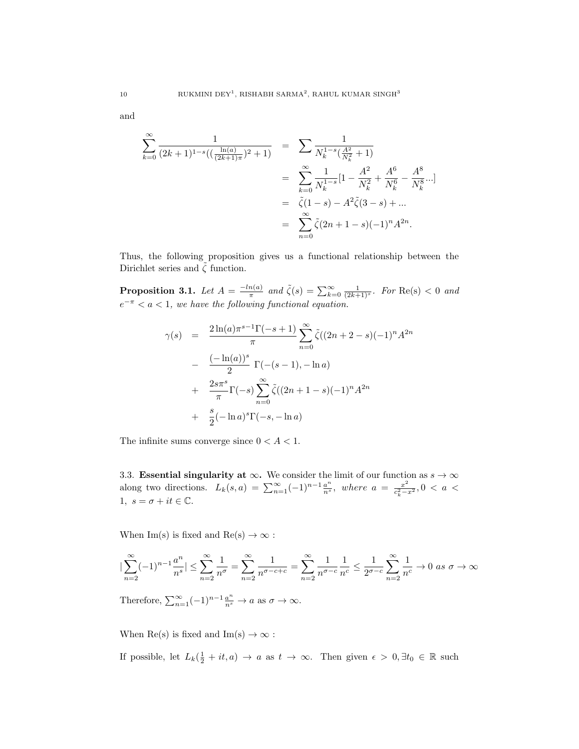and

$$
\begin{aligned}
\sum_{k=0}^{\infty} \frac{1}{(2k+1)^{1-s}((\frac{\ln(a)}{(2k+1)\pi})^2+1)} &= \sum \frac{1}{N_k^{1-s}(\frac{A^2}{N_k^2}+1)} \\
&= \sum_{k=0}^{\infty} \frac{1}{N_k^{1-s}}[1 - \frac{A^2}{N_k^2} + \frac{A^6}{N_k^6} - \frac{A^8}{N_k^8} ...] \\
&= \tilde{\zeta}(1-s) - A^2\tilde{\zeta}(3-s) + ... \\
&= \sum_{n=0}^{\infty} \tilde{\zeta}(2n+1-s)(-1)^n A^{2n}.
\end{aligned}
$$

Thus, the following proposition gives us a functional relationship between the Dirichlet series and $\tilde{\zeta}$ function.

**Proposition 3.1.** *Let $A = \frac{-ln(a)}{\pi}$ and $\tilde{\zeta}(s) = \sum_{k=0}^{\infty} \frac{1}{(2k+1)^s}$. For* Re(s) $< 0$ *and $e^{-\pi} < a < 1$, we have the following functional equation.*

$$
\begin{aligned}
\gamma(s) &= \frac{2\ln(a)\pi^{s-1}\Gamma(-s+1)}{\pi} \sum_{n=0}^{\infty} \tilde{\zeta}((2n+2-s)(-1)^n A^{2n} \\
&- \frac{(-\ln(a))^s}{2}\ \Gamma(-(s-1), -\ln a) \\
&+ \frac{2s\pi^s}{\pi}\Gamma(-s) \sum_{n=0}^{\infty} \tilde{\zeta}((2n+1-s)(-1)^n A^{2n} \\
&+ \frac{s}{2}(-\ln a)^s \Gamma(-s, -\ln a)
\end{aligned}
$$

The infinite sums converge since $0 < A < 1$.

3.3. **Essential singularity at $\infty$.** We consider the limit of our function as $s \to \infty$ along two directions. $L_k(s,a) = \sum_{n=1}^{\infty}(-1)^{n-1}\frac{a^n}{n^s}$*, where* $a = \frac{x^2}{c_k^2 - x^2}, 0 < a < 1,\ s = \sigma + it \in \mathbb{C}$.

When Im(s) is fixed and Re(s) $\to \infty$ :

$$
|\sum_{n=2}^{\infty}(-1)^{n-1}\frac{a^n}{n^s}| \leq \sum_{n=2}^{\infty}\frac{1}{n^\sigma} = \sum_{n=2}^{\infty}\frac{1}{n^{\sigma-c+c}} = \sum_{n=2}^{\infty}\frac{1}{n^{\sigma-c}}\frac{1}{n^c} \leq \frac{1}{2^{\sigma-c}}\sum_{n=2}^{\infty}\frac{1}{n^c} \to 0 \ as\ \sigma \to \infty
$$

Therefore, $\sum_{n=1}^{\infty}(-1)^{n-1}\frac{a^n}{n^s} \to a$ as $\sigma \to \infty$.

When Re(s) is fixed and Im(s) $\to \infty$ :

If possible, let $L_k(\frac{1}{2}+it, a) \to a$ as $t \to \infty$. Then given $\epsilon > 0, \exists t_0 \in \mathbb{R}$ such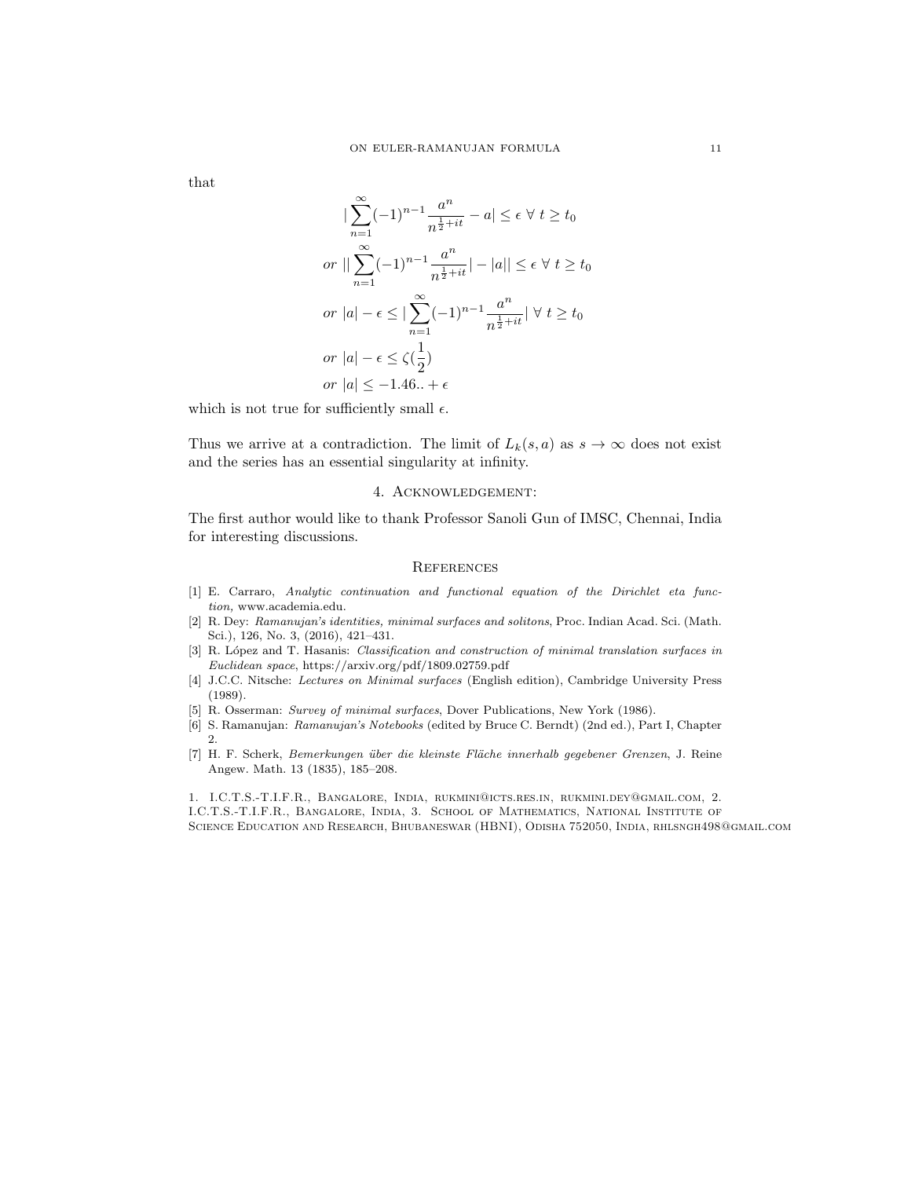that

$$
\begin{aligned}
&|\sum_{n=1}^{\infty}(-1)^{n-1}\frac{a^n}{n^{\frac{1}{2}+it}} - a| \leq \epsilon \ \forall \ t \geq t_0 \\
or \ &||\sum_{n=1}^{\infty}(-1)^{n-1}\frac{a^n}{n^{\frac{1}{2}+it}}| - |a|| \leq \epsilon \ \forall \ t \geq t_0 \\
or \ &|a| - \epsilon \leq |\sum_{n=1}^{\infty}(-1)^{n-1}\frac{a^n}{n^{\frac{1}{2}+it}}| \ \forall \ t \geq t_0 \\
or \ &|a| - \epsilon \leq \zeta(\frac{1}{2}) \\
or \ &|a| \leq -1.46.. + \epsilon
\end{aligned}
$$

which is not true for sufficiently small $\epsilon$.

Thus we arrive at a contradiction. The limit of $L_k(s, a)$ as $s \to \infty$ does not exist and the series has an essential singularity at infinity.

## 4. Acknowledgement:

The first author would like to thank Professor Sanoli Gun of IMSC, Chennai, India for interesting discussions.

## References

[1] E. Carraro, *Analytic continuation and functional equation of the Dirichlet eta function,* www.academia.edu.

[2] R. Dey: *Ramanujan's identities, minimal surfaces and solitons*, Proc. Indian Acad. Sci. (Math. Sci.), 126, No. 3, (2016), 421–431.

[3] R. López and T. Hasanis: *Classification and construction of minimal translation surfaces in Euclidean space*, https://arxiv.org/pdf/1809.02759.pdf

[4] J.C.C. Nitsche: *Lectures on Minimal surfaces* (English edition), Cambridge University Press (1989).

[5] R. Osserman: *Survey of minimal surfaces*, Dover Publications, New York (1986).

[6] S. Ramanujan: *Ramanujan's Notebooks* (edited by Bruce C. Berndt) (2nd ed.), Part I, Chapter 2.

[7] H. F. Scherk, *Bemerkungen über die kleinste Fläche innerhalb gegebener Grenzen*, J. Reine Angew. Math. 13 (1835), 185–208.

1. I.C.T.S.-T.I.F.R., Bangalore, India, rukmini@icts.res.in, rukmini.dey@gmail.com, 2. I.C.T.S.-T.I.F.R., Bangalore, India, 3. School of Mathematics, National Institute of Science Education and Research, Bhubaneswar (HBNI), Odisha 752050, India, rhlsngh498@gmail.com